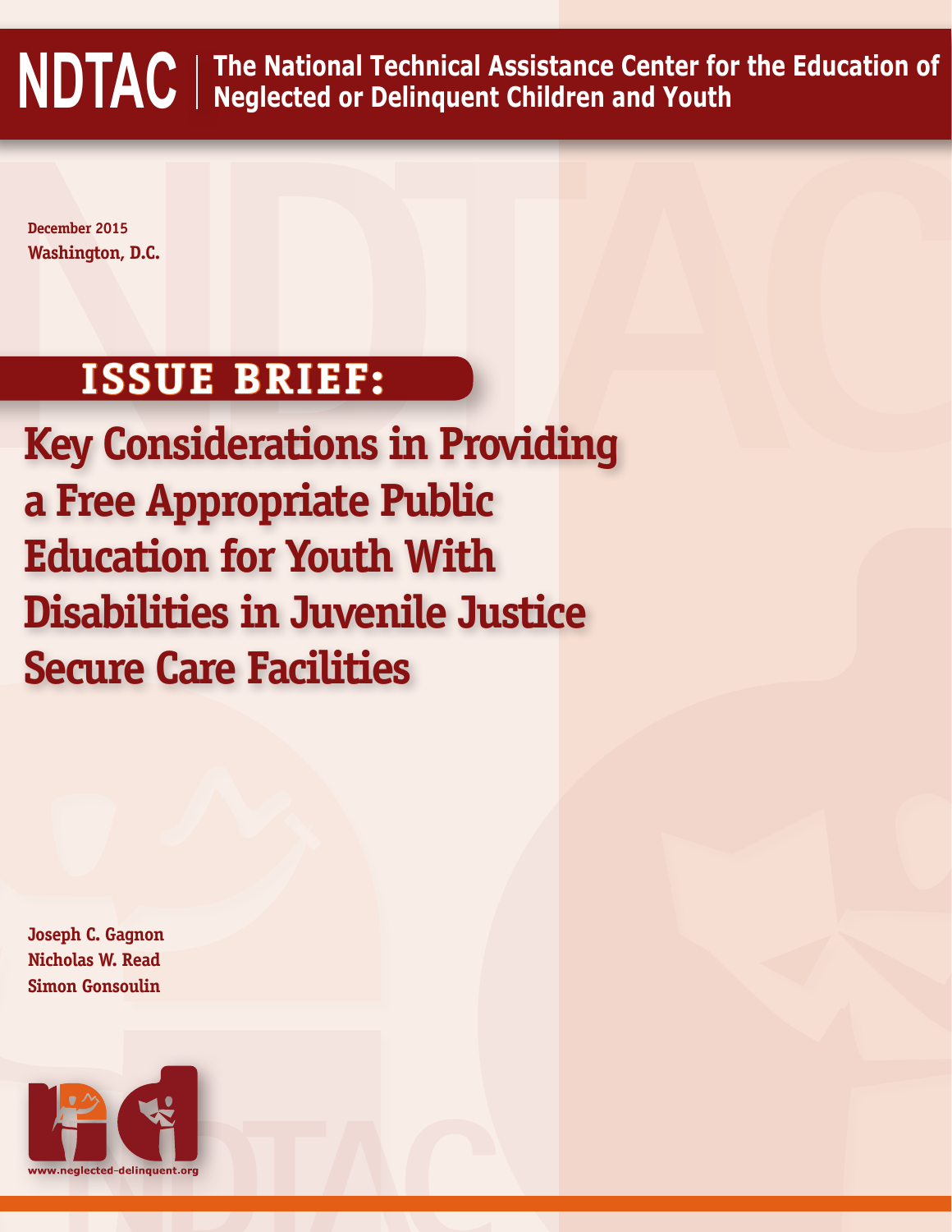**NDTAC** | **The National Technical Assistance Center for the Education of Neglected or Delinquent Children and Youth**

December 2015
Washington, D.C.

## ISSUE BRIEF:

# Key Considerations in Providing a Free Appropriate Public Education for Youth With Disabilities in Juvenile Justice Secure Care Facilities

Joseph C. Gagnon
Nicholas W. Read
Simon Gonsoulin

www.neglected-delinquent.org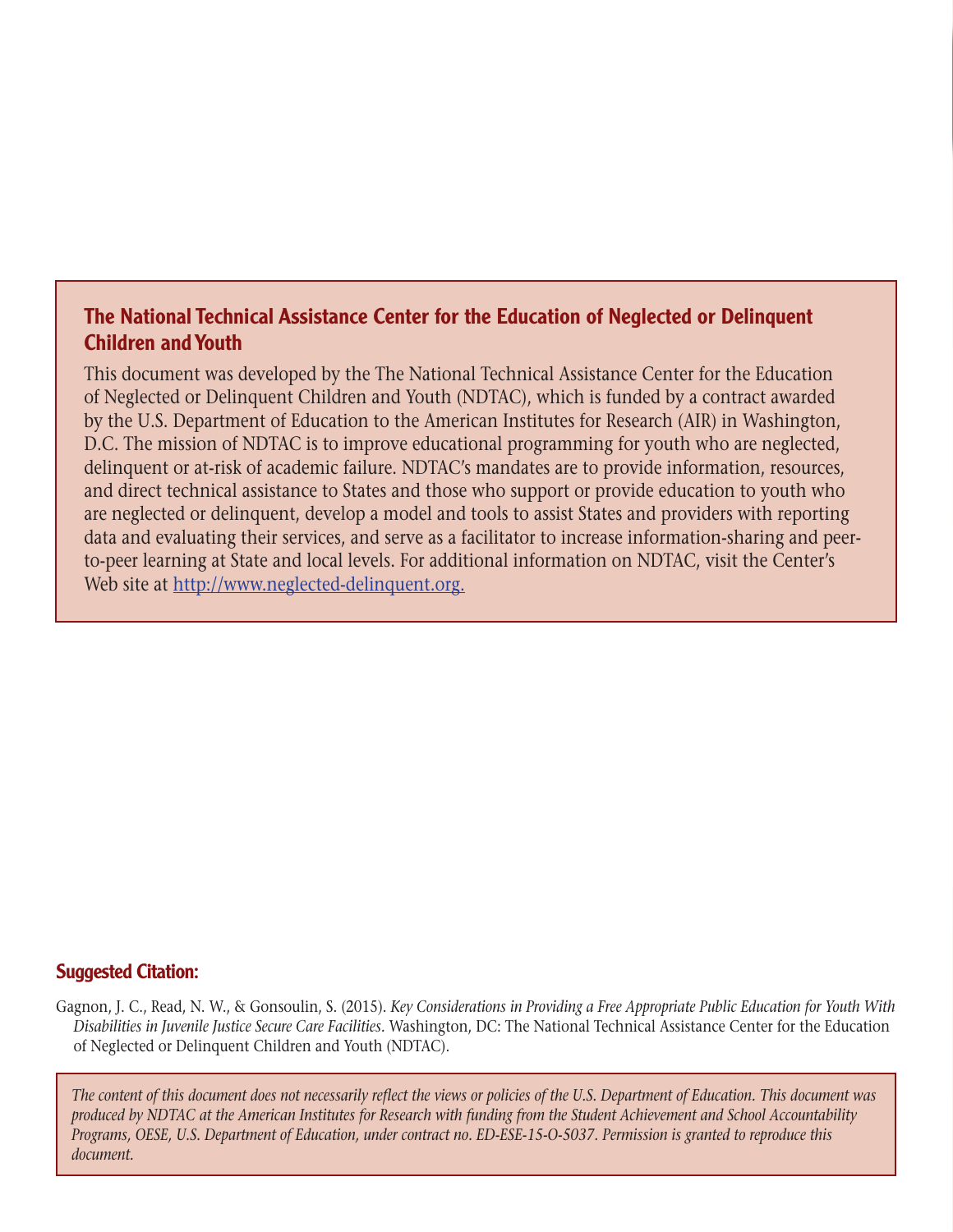## The National Technical Assistance Center for the Education of Neglected or Delinquent Children and Youth

This document was developed by the The National Technical Assistance Center for the Education of Neglected or Delinquent Children and Youth (NDTAC), which is funded by a contract awarded by the U.S. Department of Education to the American Institutes for Research (AIR) in Washington, D.C. The mission of NDTAC is to improve educational programming for youth who are neglected, delinquent or at-risk of academic failure. NDTAC's mandates are to provide information, resources, and direct technical assistance to States and those who support or provide education to youth who are neglected or delinquent, develop a model and tools to assist States and providers with reporting data and evaluating their services, and serve as a facilitator to increase information-sharing and peer-to-peer learning at State and local levels. For additional information on NDTAC, visit the Center's Web site at http://www.neglected-delinquent.org.

**Suggested Citation:**

Gagnon, J. C., Read, N. W., & Gonsoulin, S. (2015). *Key Considerations in Providing a Free Appropriate Public Education for Youth With Disabilities in Juvenile Justice Secure Care Facilities*. Washington, DC: The National Technical Assistance Center for the Education of Neglected or Delinquent Children and Youth (NDTAC).

*The content of this document does not necessarily reflect the views or policies of the U.S. Department of Education. This document was produced by NDTAC at the American Institutes for Research with funding from the Student Achievement and School Accountability Programs, OESE, U.S. Department of Education, under contract no. ED-ESE-15-O-5037. Permission is granted to reproduce this document.*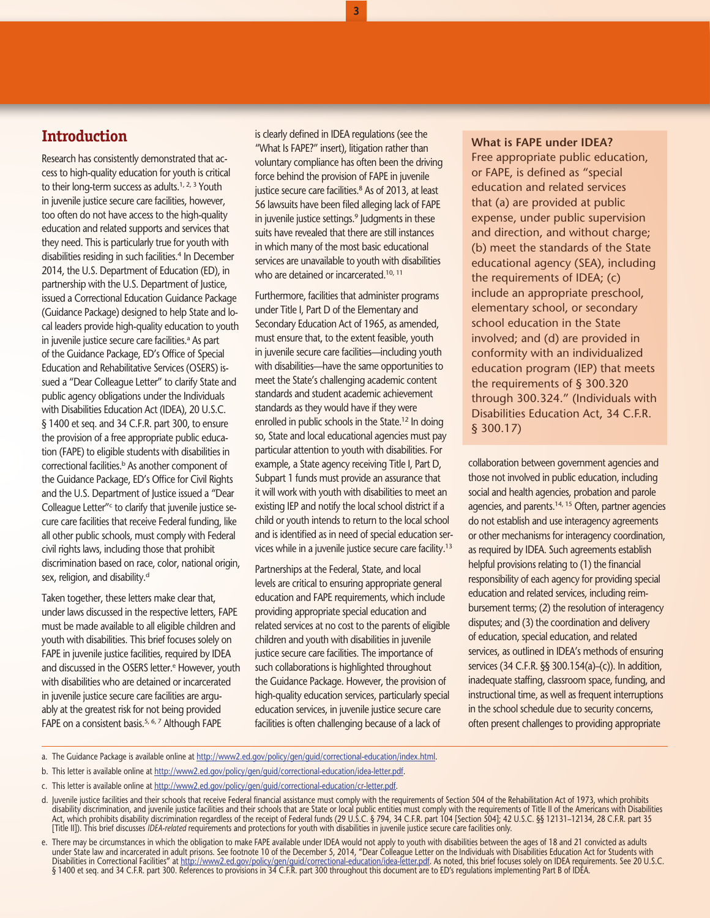## Introduction

Research has consistently demonstrated that access to high-quality education for youth is critical to their long-term success as adults.[1, 2, 3] Youth in juvenile justice secure care facilities, however, too often do not have access to the high-quality education and related supports and services that they need. This is particularly true for youth with disabilities residing in such facilities.[4] In December 2014, the U.S. Department of Education (ED), in partnership with the U.S. Department of Justice, issued a Correctional Education Guidance Package (Guidance Package) designed to help State and local leaders provide high-quality education to youth in juvenile justice secure care facilities.[a] As part of the Guidance Package, ED's Office of Special Education and Rehabilitative Services (OSERS) issued a "Dear Colleague Letter" to clarify State and public agency obligations under the Individuals with Disabilities Education Act (IDEA), 20 U.S.C. § 1400 et seq. and 34 C.F.R. part 300, to ensure the provision of a free appropriate public education (FAPE) to eligible students with disabilities in correctional facilities.[b] As another component of the Guidance Package, ED's Office for Civil Rights and the U.S. Department of Justice issued a "Dear Colleague Letter"[c] to clarify that juvenile justice secure care facilities that receive Federal funding, like all other public schools, must comply with Federal civil rights laws, including those that prohibit discrimination based on race, color, national origin, sex, religion, and disability.[d]

Taken together, these letters make clear that, under laws discussed in the respective letters, FAPE must be made available to all eligible children and youth with disabilities. This brief focuses solely on FAPE in juvenile justice facilities, required by IDEA and discussed in the OSERS letter.[e] However, youth with disabilities who are detained or incarcerated in juvenile justice secure care facilities are arguably at the greatest risk for not being provided FAPE on a consistent basis.[5, 6, 7] Although FAPE is clearly defined in IDEA regulations (see the "What Is FAPE?" insert), litigation rather than voluntary compliance has often been the driving force behind the provision of FAPE in juvenile justice secure care facilities.[8] As of 2013, at least 56 lawsuits have been filed alleging lack of FAPE in juvenile justice settings.[9] Judgments in these suits have revealed that there are still instances in which many of the most basic educational services are unavailable to youth with disabilities who are detained or incarcerated.[10, 11]

Furthermore, facilities that administer programs under Title I, Part D of the Elementary and Secondary Education Act of 1965, as amended, must ensure that, to the extent feasible, youth in juvenile secure care facilities—including youth with disabilities—have the same opportunities to meet the State's challenging academic content standards and student academic achievement standards as they would have if they were enrolled in public schools in the State.[12] In doing so, State and local educational agencies must pay particular attention to youth with disabilities. For example, a State agency receiving Title I, Part D, Subpart 1 funds must provide an assurance that it will work with youth with disabilities to meet an existing IEP and notify the local school district if a child or youth intends to return to the local school and is identified as in need of special education services while in a juvenile justice secure care facility.[13]

Partnerships at the Federal, State, and local levels are critical to ensuring appropriate general education and FAPE requirements, which include providing appropriate special education and related services at no cost to the parents of eligible children and youth with disabilities in juvenile justice secure care facilities. The importance of such collaborations is highlighted throughout the Guidance Package. However, the provision of high-quality education services, particularly special education services, in juvenile justice secure care facilities is often challenging because of a lack of collaboration between government agencies and those not involved in public education, including social and health agencies, probation and parole agencies, and parents.[14, 15] Often, partner agencies do not establish and use interagency agreements or other mechanisms for interagency coordination, as required by IDEA. Such agreements establish helpful provisions relating to (1) the financial responsibility of each agency for providing special education and related services, including reimbursement terms; (2) the resolution of interagency disputes; and (3) the coordination and delivery of education, special education, and related services, as outlined in IDEA's methods of ensuring services (34 C.F.R. §§ 300.154(a)–(c)). In addition, inadequate staffing, classroom space, funding, and instructional time, as well as frequent interruptions in the school schedule due to security concerns, often present challenges to providing appropriate

**What is FAPE under IDEA?**

Free appropriate public education, or FAPE, is defined as "special education and related services that (a) are provided at public expense, under public supervision and direction, and without charge; (b) meet the standards of the State educational agency (SEA), including the requirements of IDEA; (c) include an appropriate preschool, elementary school, or secondary school education in the State involved; and (d) are provided in conformity with an individualized education program (IEP) that meets the requirements of § 300.320 through 300.324." (Individuals with Disabilities Education Act, 34 C.F.R. § 300.17)

---

a. The Guidance Package is available online at http://www2.ed.gov/policy/gen/guid/correctional-education/index.html.

b. This letter is available online at http://www2.ed.gov/policy/gen/guid/correctional-education/idea-letter.pdf.

c. This letter is available online at http://www2.ed.gov/policy/gen/guid/correctional-education/cr-letter.pdf.

d. Juvenile justice facilities and their schools that receive Federal financial assistance must comply with the requirements of Section 504 of the Rehabilitation Act of 1973, which prohibits disability discrimination, and juvenile justice facilities and their schools that are State or local public entities must comply with the requirements of Title II of the Americans with Disabilities Act, which prohibits disability discrimination regardless of the receipt of Federal funds (29 U.S.C. § 794, 34 C.F.R. part 104 [Section 504]; 42 U.S.C. §§ 12131–12134, 28 C.F.R. part 35 [Title II]). This brief discusses *IDEA-related* requirements and protections for youth with disabilities in juvenile justice secure care facilities only.

e. There may be circumstances in which the obligation to make FAPE available under IDEA would not apply to youth with disabilities between the ages of 18 and 21 convicted as adults under State law and incarcerated in adult prisons. See footnote 10 of the December 5, 2014, "Dear Colleague Letter on the Individuals with Disabilities Education Act for Students with Disabilities in Correctional Facilities" at http://www2.ed.gov/policy/gen/guid/correctional-education/idea-letter.pdf. As noted, this brief focuses solely on IDEA requirements. See 20 U.S.C. § 1400 et seq. and 34 C.F.R. part 300. References to provisions in 34 C.F.R. part 300 throughout this document are to ED's regulations implementing Part B of IDEA.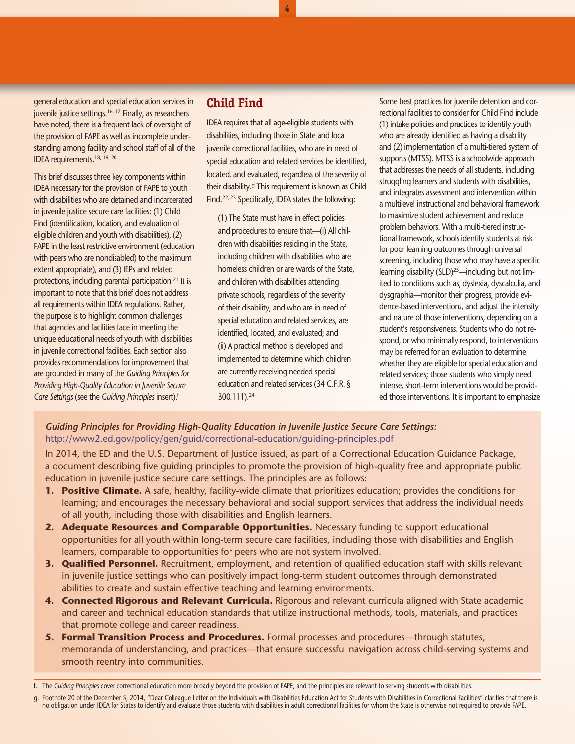general education and special education services in juvenile justice settings.[16, 17] Finally, as researchers have noted, there is a frequent lack of oversight of the provision of FAPE as well as incomplete understanding among facility and school staff of all of the IDEA requirements.[18, 19, 20]

This brief discusses three key components within IDEA necessary for the provision of FAPE to youth with disabilities who are detained and incarcerated in juvenile justice secure care facilities: (1) Child Find (identification, location, and evaluation of eligible children and youth with disabilities), (2) FAPE in the least restrictive environment (education with peers who are nondisabled) to the maximum extent appropriate), and (3) IEPs and related protections, including parental participation.[21] It is important to note that this brief does not address all requirements within IDEA regulations. Rather, the purpose is to highlight common challenges that agencies and facilities face in meeting the unique educational needs of youth with disabilities in juvenile correctional facilities. Each section also provides recommendations for improvement that are grounded in many of the *Guiding Principles for Providing High-Quality Education in Juvenile Secure Care Settings* (see the *Guiding Principles* insert).[f]

## Child Find

IDEA requires that all age-eligible students with disabilities, including those in State and local juvenile correctional facilities, who are in need of special education and related services be identified, located, and evaluated, regardless of the severity of their disability.[g] This requirement is known as Child Find.[22, 23] Specifically, IDEA states the following:

> (1) The State must have in effect policies and procedures to ensure that—(i) All children with disabilities residing in the State, including children with disabilities who are homeless children or are wards of the State, and children with disabilities attending private schools, regardless of the severity of their disability, and who are in need of special education and related services, are identified, located, and evaluated; and (ii) A practical method is developed and implemented to determine which children are currently receiving needed special education and related services (34 C.F.R. § 300.111).[24]

Some best practices for juvenile detention and correctional facilities to consider for Child Find include (1) intake policies and practices to identify youth who are already identified as having a disability and (2) implementation of a multi-tiered system of supports (MTSS). MTSS is a schoolwide approach that addresses the needs of all students, including struggling learners and students with disabilities, and integrates assessment and intervention within a multilevel instructional and behavioral framework to maximize student achievement and reduce problem behaviors. With a multi-tiered instructional framework, schools identify students at risk for poor learning outcomes through universal screening, including those who may have a specific learning disability (SLD)[25]—including but not limited to conditions such as, dyslexia, dyscalculia, and dysgraphia—monitor their progress, provide evidence-based interventions, and adjust the intensity and nature of those interventions, depending on a student's responsiveness. Students who do not respond, or who minimally respond, to interventions may be referred for an evaluation to determine whether they are eligible for special education and related services; those students who simply need intense, short-term interventions would be provided those interventions. It is important to emphasize

***Guiding Principles for Providing High-Quality Education in Juvenile Justice Secure Care Settings:*** http://www2.ed.gov/policy/gen/guid/correctional-education/guiding-principles.pdf

In 2014, the ED and the U.S. Department of Justice issued, as part of a Correctional Education Guidance Package, a document describing five guiding principles to promote the provision of high-quality free and appropriate public education in juvenile justice secure care settings. The principles are as follows:

1. **Positive Climate.** A safe, healthy, facility-wide climate that prioritizes education; provides the conditions for learning; and encourages the necessary behavioral and social support services that address the individual needs of all youth, including those with disabilities and English learners.
2. **Adequate Resources and Comparable Opportunities.** Necessary funding to support educational opportunities for all youth within long-term secure care facilities, including those with disabilities and English learners, comparable to opportunities for peers who are not system involved.
3. **Qualified Personnel.** Recruitment, employment, and retention of qualified education staff with skills relevant in juvenile justice settings who can positively impact long-term student outcomes through demonstrated abilities to create and sustain effective teaching and learning environments.
4. **Connected Rigorous and Relevant Curricula.** Rigorous and relevant curricula aligned with State academic and career and technical education standards that utilize instructional methods, tools, materials, and practices that promote college and career readiness.
5. **Formal Transition Process and Procedures.** Formal processes and procedures—through statutes, memoranda of understanding, and practices—that ensure successful navigation across child-serving systems and smooth reentry into communities.

f. The *Guiding Principles* cover correctional education more broadly beyond the provision of FAPE, and the principles are relevant to serving students with disabilities.

g. Footnote 20 of the December 5, 2014, "Dear Colleague Letter on the Individuals with Disabilities Education Act for Students with Disabilities in Correctional Facilities" clarifies that there is no obligation under IDEA for States to identify and evaluate those students with disabilities in adult correctional facilities for whom the State is otherwise not required to provide FAPE.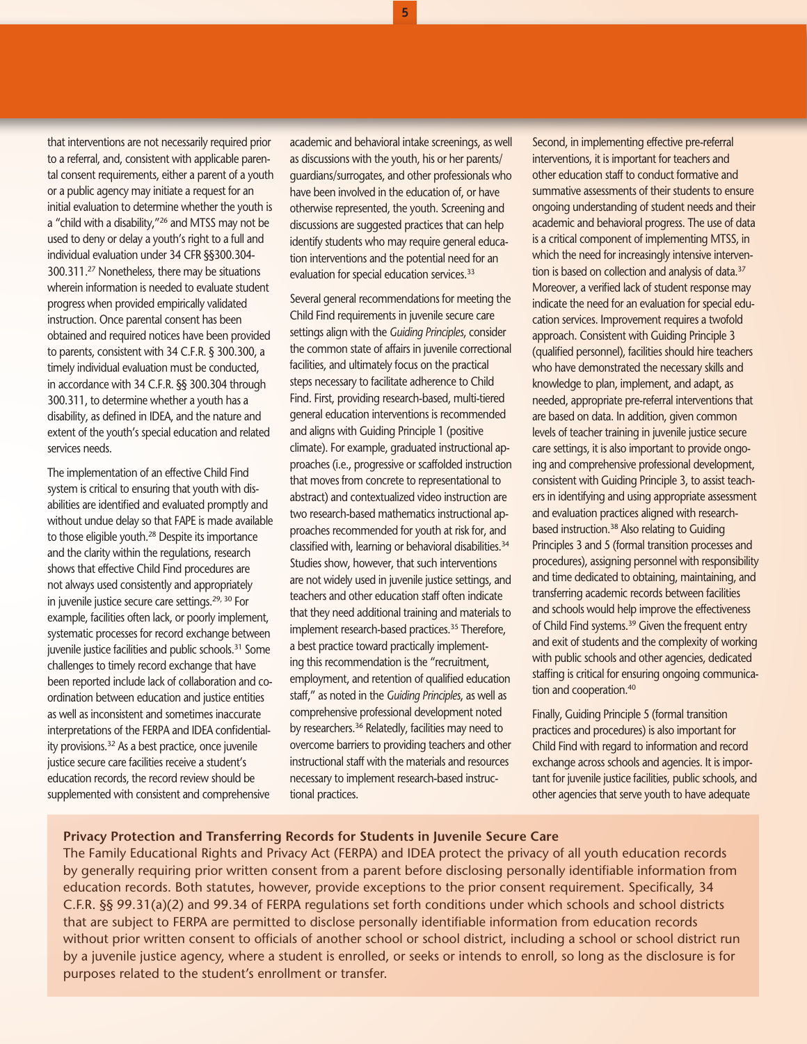that interventions are not necessarily required prior to a referral, and, consistent with applicable parental consent requirements, either a parent of a youth or a public agency may initiate a request for an initial evaluation to determine whether the youth is a "child with a disability,"[26] and MTSS may not be used to deny or delay a youth's right to a full and individual evaluation under 34 CFR §§300.304-300.311.[27] Nonetheless, there may be situations wherein information is needed to evaluate student progress when provided empirically validated instruction. Once parental consent has been obtained and required notices have been provided to parents, consistent with 34 C.F.R. § 300.300, a timely individual evaluation must be conducted, in accordance with 34 C.F.R. §§ 300.304 through 300.311, to determine whether a youth has a disability, as defined in IDEA, and the nature and extent of the youth's special education and related services needs.

The implementation of an effective Child Find system is critical to ensuring that youth with disabilities are identified and evaluated promptly and without undue delay so that FAPE is made available to those eligible youth.[28] Despite its importance and the clarity within the regulations, research shows that effective Child Find procedures are not always used consistently and appropriately in juvenile justice secure care settings.[29, 30] For example, facilities often lack, or poorly implement, systematic processes for record exchange between juvenile justice facilities and public schools.[31] Some challenges to timely record exchange that have been reported include lack of collaboration and coordination between education and justice entities as well as inconsistent and sometimes inaccurate interpretations of the FERPA and IDEA confidentiality provisions.[32] As a best practice, once juvenile justice secure care facilities receive a student's education records, the record review should be supplemented with consistent and comprehensive academic and behavioral intake screenings, as well as discussions with the youth, his or her parents/guardians/surrogates, and other professionals who have been involved in the education of, or have otherwise represented, the youth. Screening and discussions are suggested practices that can help identify students who may require general education interventions and the potential need for an evaluation for special education services.[33]

Several general recommendations for meeting the Child Find requirements in juvenile secure care settings align with the *Guiding Principles*, consider the common state of affairs in juvenile correctional facilities, and ultimately focus on the practical steps necessary to facilitate adherence to Child Find. First, providing research-based, multi-tiered general education interventions is recommended and aligns with Guiding Principle 1 (positive climate). For example, graduated instructional approaches (i.e., progressive or scaffolded instruction that moves from concrete to representational to abstract) and contextualized video instruction are two research-based mathematics instructional approaches recommended for youth at risk for, and classified with, learning or behavioral disabilities.[34] Studies show, however, that such interventions are not widely used in juvenile justice settings, and teachers and other education staff often indicate that they need additional training and materials to implement research-based practices.[35] Therefore, a best practice toward practically implementing this recommendation is the "recruitment, employment, and retention of qualified education staff," as noted in the *Guiding Principles*, as well as comprehensive professional development noted by researchers.[36] Relatedly, facilities may need to overcome barriers to providing teachers and other instructional staff with the materials and resources necessary to implement research-based instructional practices.

Second, in implementing effective pre-referral interventions, it is important for teachers and other education staff to conduct formative and summative assessments of their students to ensure ongoing understanding of student needs and their academic and behavioral progress. The use of data is a critical component of implementing MTSS, in which the need for increasingly intensive intervention is based on collection and analysis of data.[37] Moreover, a verified lack of student response may indicate the need for an evaluation for special education services. Improvement requires a twofold approach. Consistent with Guiding Principle 3 (qualified personnel), facilities should hire teachers who have demonstrated the necessary skills and knowledge to plan, implement, and adapt, as needed, appropriate pre-referral interventions that are based on data. In addition, given common levels of teacher training in juvenile justice secure care settings, it is also important to provide ongoing and comprehensive professional development, consistent with Guiding Principle 3, to assist teachers in identifying and using appropriate assessment and evaluation practices aligned with research-based instruction.[38] Also relating to Guiding Principles 3 and 5 (formal transition processes and procedures), assigning personnel with responsibility and time dedicated to obtaining, maintaining, and transferring academic records between facilities and schools would help improve the effectiveness of Child Find systems.[39] Given the frequent entry and exit of students and the complexity of working with public schools and other agencies, dedicated staffing is critical for ensuring ongoing communication and cooperation.[40]

Finally, Guiding Principle 5 (formal transition practices and procedures) is also important for Child Find with regard to information and record exchange across schools and agencies. It is important for juvenile justice facilities, public schools, and other agencies that serve youth to have adequate

**Privacy Protection and Transferring Records for Students in Juvenile Secure Care**

The Family Educational Rights and Privacy Act (FERPA) and IDEA protect the privacy of all youth education records by generally requiring prior written consent from a parent before disclosing personally identifiable information from education records. Both statutes, however, provide exceptions to the prior consent requirement. Specifically, 34 C.F.R. §§ 99.31(a)(2) and 99.34 of FERPA regulations set forth conditions under which schools and school districts that are subject to FERPA are permitted to disclose personally identifiable information from education records without prior written consent to officials of another school or school district, including a school or school district run by a juvenile justice agency, where a student is enrolled, or seeks or intends to enroll, so long as the disclosure is for purposes related to the student's enrollment or transfer.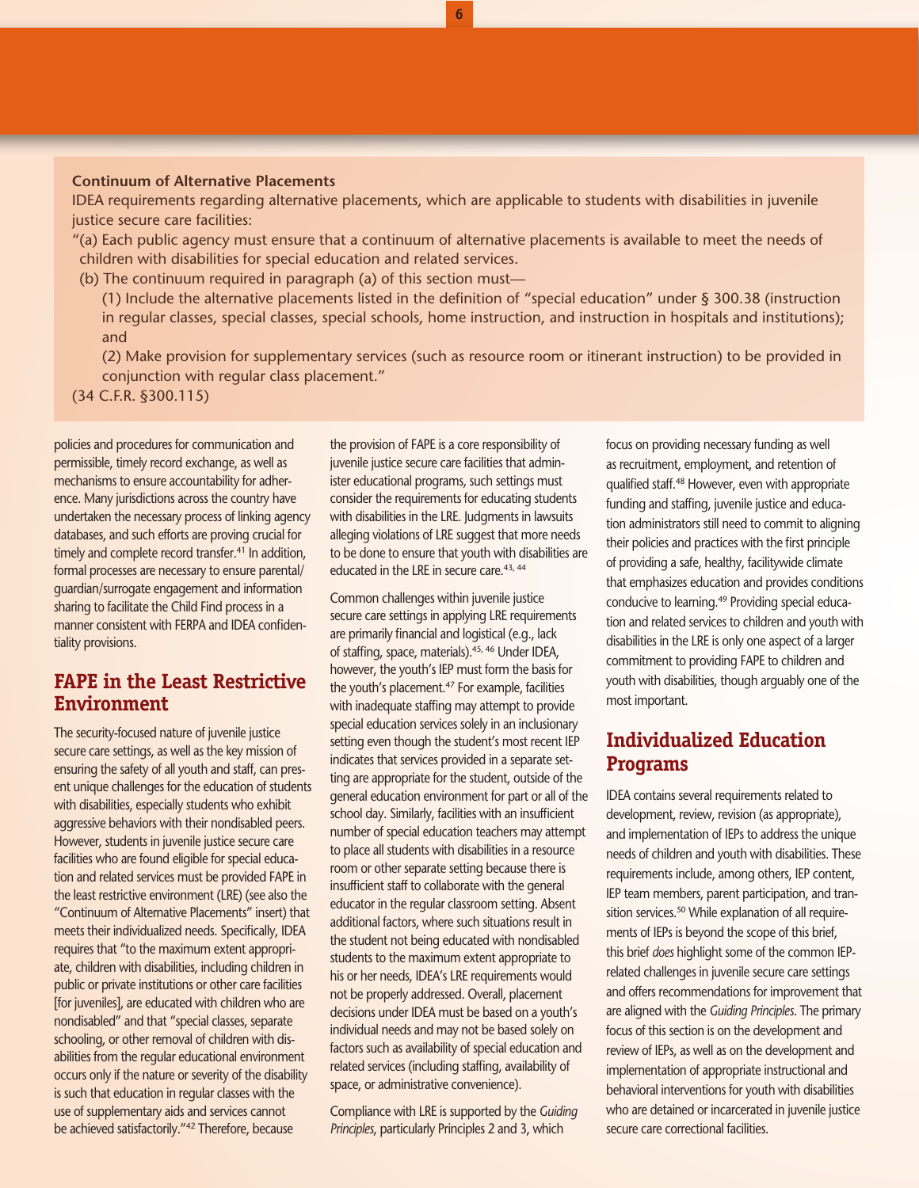**Continuum of Alternative Placements**

IDEA requirements regarding alternative placements, which are applicable to students with disabilities in juvenile justice secure care facilities:

"(a) Each public agency must ensure that a continuum of alternative placements is available to meet the needs of children with disabilities for special education and related services.

(b) The continuum required in paragraph (a) of this section must—

(1) Include the alternative placements listed in the definition of "special education" under § 300.38 (instruction in regular classes, special classes, special schools, home instruction, and instruction in hospitals and institutions); and

(2) Make provision for supplementary services (such as resource room or itinerant instruction) to be provided in conjunction with regular class placement."

(34 C.F.R. §300.115)

policies and procedures for communication and permissible, timely record exchange, as well as mechanisms to ensure accountability for adherence. Many jurisdictions across the country have undertaken the necessary process of linking agency databases, and such efforts are proving crucial for timely and complete record transfer.[41] In addition, formal processes are necessary to ensure parental/guardian/surrogate engagement and information sharing to facilitate the Child Find process in a manner consistent with FERPA and IDEA confidentiality provisions.

## FAPE in the Least Restrictive Environment

The security-focused nature of juvenile justice secure care settings, as well as the key mission of ensuring the safety of all youth and staff, can present unique challenges for the education of students with disabilities, especially students who exhibit aggressive behaviors with their nondisabled peers. However, students in juvenile justice secure care facilities who are found eligible for special education and related services must be provided FAPE in the least restrictive environment (LRE) (see also the "Continuum of Alternative Placements" insert) that meets their individualized needs. Specifically, IDEA requires that "to the maximum extent appropriate, children with disabilities, including children in public or private institutions or other care facilities [for juveniles], are educated with children who are nondisabled" and that "special classes, separate schooling, or other removal of children with disabilities from the regular educational environment occurs only if the nature or severity of the disability is such that education in regular classes with the use of supplementary aids and services cannot be achieved satisfactorily."[42] Therefore, because the provision of FAPE is a core responsibility of juvenile justice secure care facilities that administer educational programs, such settings must consider the requirements for educating students with disabilities in the LRE. Judgments in lawsuits alleging violations of LRE suggest that more needs to be done to ensure that youth with disabilities are educated in the LRE in secure care.[43, 44]

Common challenges within juvenile justice secure care settings in applying LRE requirements are primarily financial and logistical (e.g., lack of staffing, space, materials).[45, 46] Under IDEA, however, the youth's IEP must form the basis for the youth's placement.[47] For example, facilities with inadequate staffing may attempt to provide special education services solely in an inclusionary setting even though the student's most recent IEP indicates that services provided in a separate setting are appropriate for the student, outside of the general education environment for part or all of the school day. Similarly, facilities with an insufficient number of special education teachers may attempt to place all students with disabilities in a resource room or other separate setting because there is insufficient staff to collaborate with the general educator in the regular classroom setting. Absent additional factors, where such situations result in the student not being educated with nondisabled students to the maximum extent appropriate to his or her needs, IDEA's LRE requirements would not be properly addressed. Overall, placement decisions under IDEA must be based on a youth's individual needs and may not be based solely on factors such as availability of special education and related services (including staffing, availability of space, or administrative convenience).

Compliance with LRE is supported by the *Guiding Principles*, particularly Principles 2 and 3, which focus on providing necessary funding as well as recruitment, employment, and retention of qualified staff.[48] However, even with appropriate funding and staffing, juvenile justice and education administrators still need to commit to aligning their policies and practices with the first principle of providing a safe, healthy, facilitywide climate that emphasizes education and provides conditions conducive to learning.[49] Providing special education and related services to children and youth with disabilities in the LRE is only one aspect of a larger commitment to providing FAPE to children and youth with disabilities, though arguably one of the most important.

## Individualized Education Programs

IDEA contains several requirements related to development, review, revision (as appropriate), and implementation of IEPs to address the unique needs of children and youth with disabilities. These requirements include, among others, IEP content, IEP team members, parent participation, and transition services.[50] While explanation of all requirements of IEPs is beyond the scope of this brief, this brief *does* highlight some of the common IEP-related challenges in juvenile secure care settings and offers recommendations for improvement that are aligned with the *Guiding Principles*. The primary focus of this section is on the development and review of IEPs, as well as on the development and implementation of appropriate instructional and behavioral interventions for youth with disabilities who are detained or incarcerated in juvenile justice secure care correctional facilities.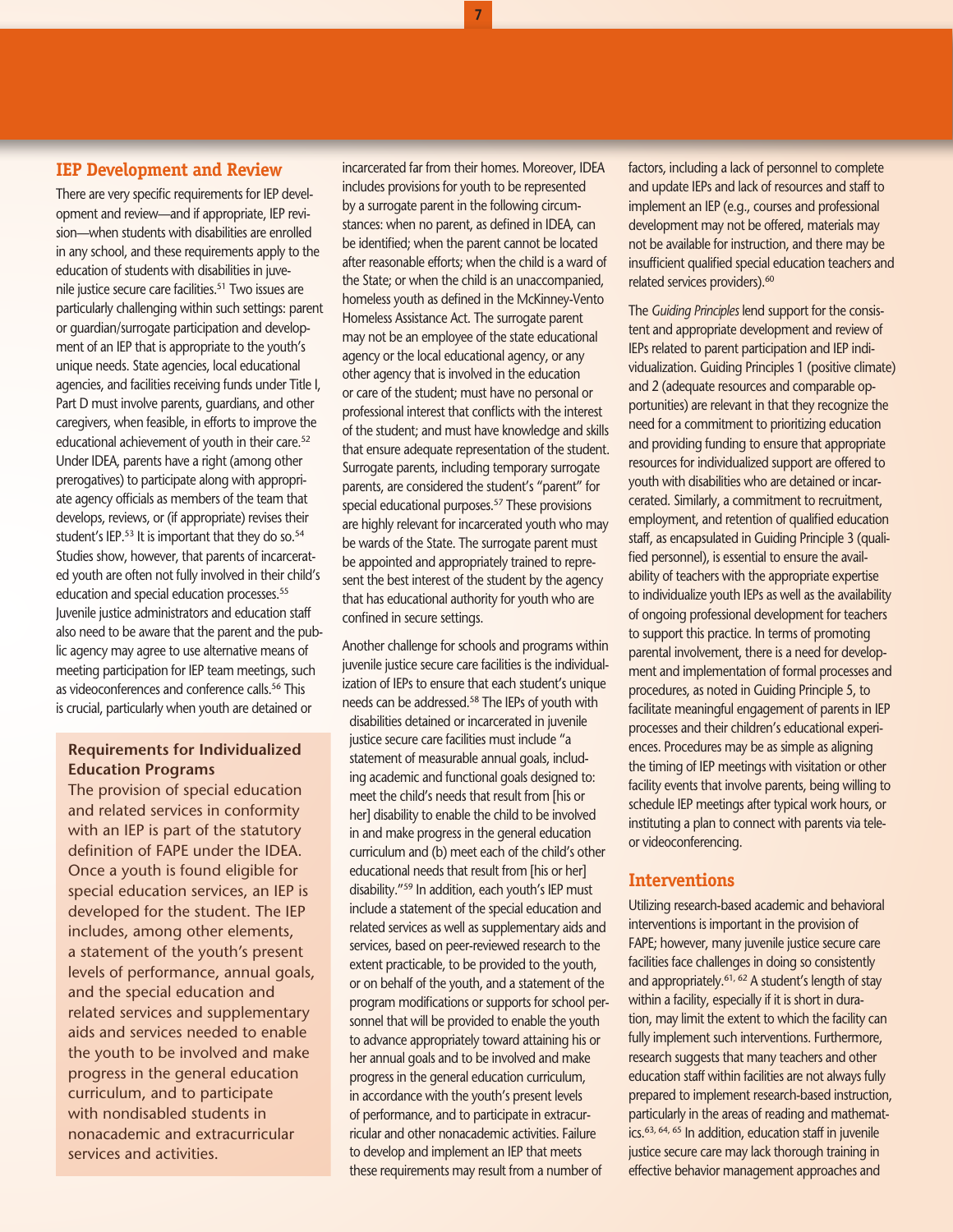## IEP Development and Review

There are very specific requirements for IEP development and review—and if appropriate, IEP revision—when students with disabilities are enrolled in any school, and these requirements apply to the education of students with disabilities in juvenile justice secure care facilities.[51] Two issues are particularly challenging within such settings: parent or guardian/surrogate participation and development of an IEP that is appropriate to the youth's unique needs. State agencies, local educational agencies, and facilities receiving funds under Title I, Part D must involve parents, guardians, and other caregivers, when feasible, in efforts to improve the educational achievement of youth in their care.[52] Under IDEA, parents have a right (among other prerogatives) to participate along with appropriate agency officials as members of the team that develops, reviews, or (if appropriate) revises their student's IEP.[53] It is important that they do so.[54] Studies show, however, that parents of incarcerated youth are often not fully involved in their child's education and special education processes.[55] Juvenile justice administrators and education staff also need to be aware that the parent and the public agency may agree to use alternative means of meeting participation for IEP team meetings, such as videoconferences and conference calls.[56] This is crucial, particularly when youth are detained or incarcerated far from their homes. Moreover, IDEA includes provisions for youth to be represented by a surrogate parent in the following circumstances: when no parent, as defined in IDEA, can be identified; when the parent cannot be located after reasonable efforts; when the child is a ward of the State; or when the child is an unaccompanied, homeless youth as defined in the McKinney-Vento Homeless Assistance Act. The surrogate parent may not be an employee of the state educational agency or the local educational agency, or any other agency that is involved in the education or care of the student; must have no personal or professional interest that conflicts with the interest of the student; and must have knowledge and skills that ensure adequate representation of the student. Surrogate parents, including temporary surrogate parents, are considered the student's "parent" for special educational purposes.[57] These provisions are highly relevant for incarcerated youth who may be wards of the State. The surrogate parent must be appointed and appropriately trained to represent the best interest of the student by the agency that has educational authority for youth who are confined in secure settings.

> **Requirements for Individualized Education Programs**
>
> The provision of special education and related services in conformity with an IEP is part of the statutory definition of FAPE under the IDEA. Once a youth is found eligible for special education services, an IEP is developed for the student. The IEP includes, among other elements, a statement of the youth's present levels of performance, annual goals, and the special education and related services and supplementary aids and services needed to enable the youth to be involved and make progress in the general education curriculum, and to participate with nondisabled students in nonacademic and extracurricular services and activities.

Another challenge for schools and programs within juvenile justice secure care facilities is the individualization of IEPs to ensure that each student's unique needs can be addressed.[58] The IEPs of youth with disabilities detained or incarcerated in juvenile justice secure care facilities must include "a statement of measurable annual goals, including academic and functional goals designed to: meet the child's needs that result from [his or her] disability to enable the child to be involved in and make progress in the general education curriculum and (b) meet each of the child's other educational needs that result from [his or her] disability."[59] In addition, each youth's IEP must include a statement of the special education and related services as well as supplementary aids and services, based on peer-reviewed research to the extent practicable, to be provided to the youth, or on behalf of the youth, and a statement of the program modifications or supports for school personnel that will be provided to enable the youth to advance appropriately toward attaining his or her annual goals and to be involved and make progress in the general education curriculum, in accordance with the youth's present levels of performance, and to participate in extracurricular and other nonacademic activities. Failure to develop and implement an IEP that meets these requirements may result from a number of factors, including a lack of personnel to complete and update IEPs and lack of resources and staff to implement an IEP (e.g., courses and professional development may not be offered, materials may not be available for instruction, and there may be insufficient qualified special education teachers and related services providers).[60]

The *Guiding Principles* lend support for the consistent and appropriate development and review of IEPs related to parent participation and IEP individualization. Guiding Principles 1 (positive climate) and 2 (adequate resources and comparable opportunities) are relevant in that they recognize the need for a commitment to prioritizing education and providing funding to ensure that appropriate resources for individualized support are offered to youth with disabilities who are detained or incarcerated. Similarly, a commitment to recruitment, employment, and retention of qualified education staff, as encapsulated in Guiding Principle 3 (qualified personnel), is essential to ensure the availability of teachers with the appropriate expertise to individualize youth IEPs as well as the availability of ongoing professional development for teachers to support this practice. In terms of promoting parental involvement, there is a need for development and implementation of formal processes and procedures, as noted in Guiding Principle 5, to facilitate meaningful engagement of parents in IEP processes and their children's educational experiences. Procedures may be as simple as aligning the timing of IEP meetings with visitation or other facility events that involve parents, being willing to schedule IEP meetings after typical work hours, or instituting a plan to connect with parents via tele- or videoconferencing.

## Interventions

Utilizing research-based academic and behavioral interventions is important in the provision of FAPE; however, many juvenile justice secure care facilities face challenges in doing so consistently and appropriately.[61, 62] A student's length of stay within a facility, especially if it is short in duration, may limit the extent to which the facility can fully implement such interventions. Furthermore, research suggests that many teachers and other education staff within facilities are not always fully prepared to implement research-based instruction, particularly in the areas of reading and mathematics.[63, 64, 65] In addition, education staff in juvenile justice secure care may lack thorough training in effective behavior management approaches and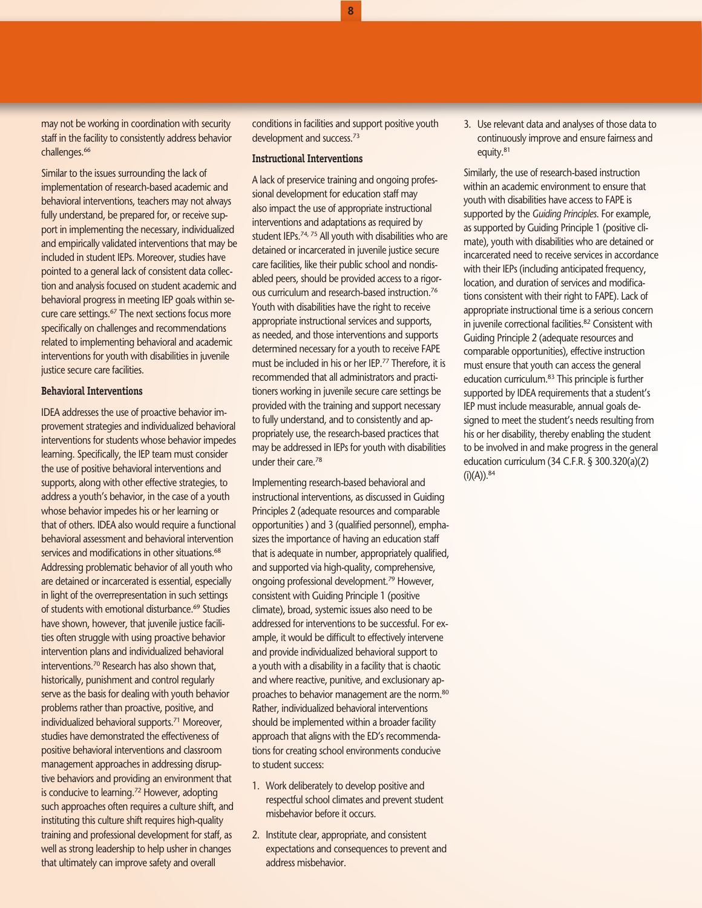may not be working in coordination with security staff in the facility to consistently address behavior challenges.[66]

Similar to the issues surrounding the lack of implementation of research-based academic and behavioral interventions, teachers may not always fully understand, be prepared for, or receive support in implementing the necessary, individualized and empirically validated interventions that may be included in student IEPs. Moreover, studies have pointed to a general lack of consistent data collection and analysis focused on student academic and behavioral progress in meeting IEP goals within secure care settings.[67] The next sections focus more specifically on challenges and recommendations related to implementing behavioral and academic interventions for youth with disabilities in juvenile justice secure care facilities.

### Behavioral Interventions

IDEA addresses the use of proactive behavior improvement strategies and individualized behavioral interventions for students whose behavior impedes learning. Specifically, the IEP team must consider the use of positive behavioral interventions and supports, along with other effective strategies, to address a youth's behavior, in the case of a youth whose behavior impedes his or her learning or that of others. IDEA also would require a functional behavioral assessment and behavioral intervention services and modifications in other situations.[68] Addressing problematic behavior of all youth who are detained or incarcerated is essential, especially in light of the overrepresentation in such settings of students with emotional disturbance.[69] Studies have shown, however, that juvenile justice facilities often struggle with using proactive behavior intervention plans and individualized behavioral interventions.[70] Research has also shown that, historically, punishment and control regularly serve as the basis for dealing with youth behavior problems rather than proactive, positive, and individualized behavioral supports.[71] Moreover, studies have demonstrated the effectiveness of positive behavioral interventions and classroom management approaches in addressing disruptive behaviors and providing an environment that is conducive to learning.[72] However, adopting such approaches often requires a culture shift, and instituting this culture shift requires high-quality training and professional development for staff, as well as strong leadership to help usher in changes that ultimately can improve safety and overall conditions in facilities and support positive youth development and success.[73]

### Instructional Interventions

A lack of preservice training and ongoing professional development for education staff may also impact the use of appropriate instructional interventions and adaptations as required by student IEPs.[74, 75] All youth with disabilities who are detained or incarcerated in juvenile justice secure care facilities, like their public school and nondisabled peers, should be provided access to a rigorous curriculum and research-based instruction.[76] Youth with disabilities have the right to receive appropriate instructional services and supports, as needed, and those interventions and supports determined necessary for a youth to receive FAPE must be included in his or her IEP.[77] Therefore, it is recommended that all administrators and practitioners working in juvenile secure care settings be provided with the training and support necessary to fully understand, and to consistently and appropriately use, the research-based practices that may be addressed in IEPs for youth with disabilities under their care.[78]

Implementing research-based behavioral and instructional interventions, as discussed in Guiding Principles 2 (adequate resources and comparable opportunities ) and 3 (qualified personnel), emphasizes the importance of having an education staff that is adequate in number, appropriately qualified, and supported via high-quality, comprehensive, ongoing professional development.[79] However, consistent with Guiding Principle 1 (positive climate), broad, systemic issues also need to be addressed for interventions to be successful. For example, it would be difficult to effectively intervene and provide individualized behavioral support to a youth with a disability in a facility that is chaotic and where reactive, punitive, and exclusionary approaches to behavior management are the norm.[80] Rather, individualized behavioral interventions should be implemented within a broader facility approach that aligns with the ED's recommendations for creating school environments conducive to student success:

1. Work deliberately to develop positive and respectful school climates and prevent student misbehavior before it occurs.
2. Institute clear, appropriate, and consistent expectations and consequences to prevent and address misbehavior.
3. Use relevant data and analyses of those data to continuously improve and ensure fairness and equity.[81]

Similarly, the use of research-based instruction within an academic environment to ensure that youth with disabilities have access to FAPE is supported by the *Guiding Principles.* For example, as supported by Guiding Principle 1 (positive climate), youth with disabilities who are detained or incarcerated need to receive services in accordance with their IEPs (including anticipated frequency, location, and duration of services and modifications consistent with their right to FAPE). Lack of appropriate instructional time is a serious concern in juvenile correctional facilities.[82] Consistent with Guiding Principle 2 (adequate resources and comparable opportunities), effective instruction must ensure that youth can access the general education curriculum.[83] This principle is further supported by IDEA requirements that a student's IEP must include measurable, annual goals designed to meet the student's needs resulting from his or her disability, thereby enabling the student to be involved in and make progress in the general education curriculum (34 C.F.R. § 300.320(a)(2)(i)(A)).[84]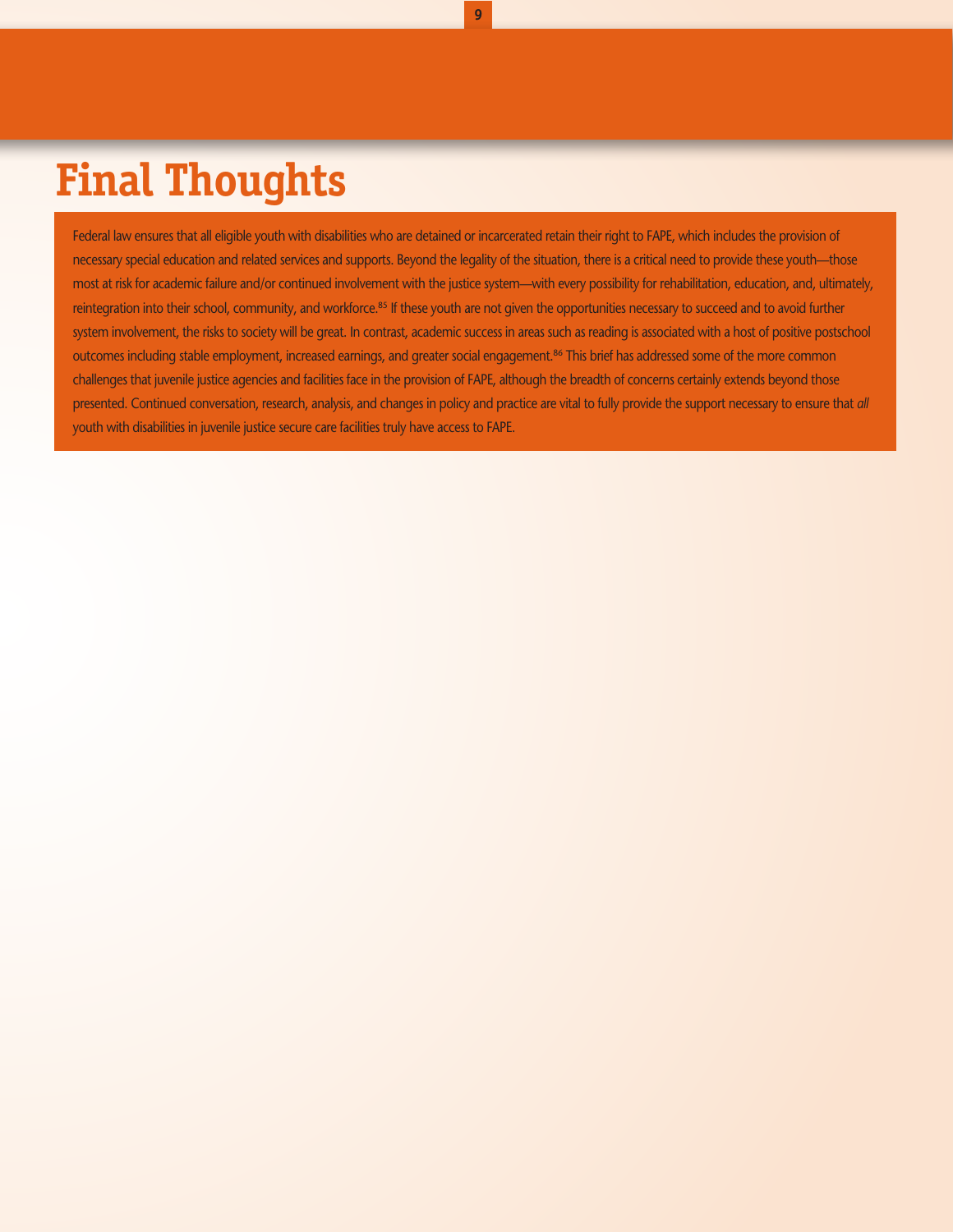# Final Thoughts

Federal law ensures that all eligible youth with disabilities who are detained or incarcerated retain their right to FAPE, which includes the provision of necessary special education and related services and supports. Beyond the legality of the situation, there is a critical need to provide these youth—those most at risk for academic failure and/or continued involvement with the justice system—with every possibility for rehabilitation, education, and, ultimately, reintegration into their school, community, and workforce.[85] If these youth are not given the opportunities necessary to succeed and to avoid further system involvement, the risks to society will be great. In contrast, academic success in areas such as reading is associated with a host of positive postschool outcomes including stable employment, increased earnings, and greater social engagement.[86] This brief has addressed some of the more common challenges that juvenile justice agencies and facilities face in the provision of FAPE, although the breadth of concerns certainly extends beyond those presented. Continued conversation, research, analysis, and changes in policy and practice are vital to fully provide the support necessary to ensure that *all* youth with disabilities in juvenile justice secure care facilities truly have access to FAPE.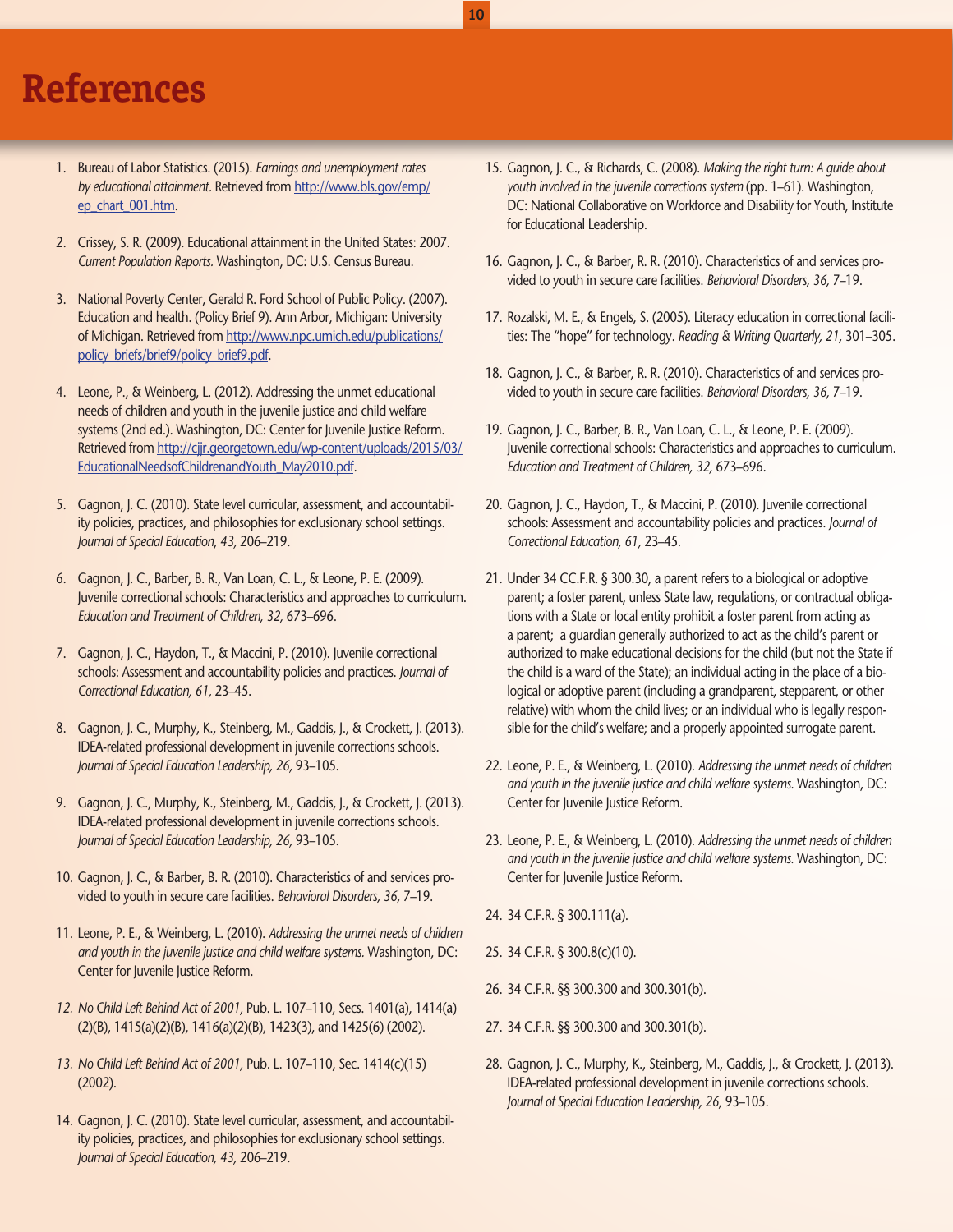# References

1. Bureau of Labor Statistics. (2015). *Earnings and unemployment rates by educational attainment.* Retrieved from http://www.bls.gov/emp/ep_chart_001.htm.

2. Crissey, S. R. (2009). Educational attainment in the United States: 2007. *Current Population Reports.* Washington, DC: U.S. Census Bureau.

3. National Poverty Center, Gerald R. Ford School of Public Policy. (2007). Education and health. (Policy Brief 9). Ann Arbor, Michigan: University of Michigan. Retrieved from http://www.npc.umich.edu/publications/policy_briefs/brief9/policy_brief9.pdf.

4. Leone, P., & Weinberg, L. (2012). Addressing the unmet educational needs of children and youth in the juvenile justice and child welfare systems (2nd ed.). Washington, DC: Center for Juvenile Justice Reform. Retrieved from http://cjjr.georgetown.edu/wp-content/uploads/2015/03/EducationalNeedsofChildrenandYouth_May2010.pdf.

5. Gagnon, J. C. (2010). State level curricular, assessment, and accountability policies, practices, and philosophies for exclusionary school settings. *Journal of Special Education, 43,* 206–219.

6. Gagnon, J. C., Barber, B. R., Van Loan, C. L., & Leone, P. E. (2009). Juvenile correctional schools: Characteristics and approaches to curriculum. *Education and Treatment of Children, 32,* 673–696.

7. Gagnon, J. C., Haydon, T., & Maccini, P. (2010). Juvenile correctional schools: Assessment and accountability policies and practices. *Journal of Correctional Education, 61,* 23–45.

8. Gagnon, J. C., Murphy, K., Steinberg, M., Gaddis, J., & Crockett, J. (2013). IDEA-related professional development in juvenile corrections schools. *Journal of Special Education Leadership, 26,* 93–105.

9. Gagnon, J. C., Murphy, K., Steinberg, M., Gaddis, J., & Crockett, J. (2013). IDEA-related professional development in juvenile corrections schools. *Journal of Special Education Leadership, 26,* 93–105.

10. Gagnon, J. C., & Barber, B. R. (2010). Characteristics of and services provided to youth in secure care facilities. *Behavioral Disorders, 36,* 7–19.

11. Leone, P. E., & Weinberg, L. (2010). *Addressing the unmet needs of children and youth in the juvenile justice and child welfare systems.* Washington, DC: Center for Juvenile Justice Reform.

12. *No Child Left Behind Act of 2001,* Pub. L. 107–110, Secs. 1401(a), 1414(a)(2)(B), 1415(a)(2)(B), 1416(a)(2)(B), 1423(3), and 1425(6) (2002).

13. *No Child Left Behind Act of 2001,* Pub. L. 107–110, Sec. 1414(c)(15) (2002).

14. Gagnon, J. C. (2010). State level curricular, assessment, and accountability policies, practices, and philosophies for exclusionary school settings. *Journal of Special Education, 43,* 206–219.

15. Gagnon, J. C., & Richards, C. (2008). *Making the right turn: A guide about youth involved in the juvenile corrections system* (pp. 1–61). Washington, DC: National Collaborative on Workforce and Disability for Youth, Institute for Educational Leadership.

16. Gagnon, J. C., & Barber, R. R. (2010). Characteristics of and services provided to youth in secure care facilities. *Behavioral Disorders, 36,* 7–19.

17. Rozalski, M. E., & Engels, S. (2005). Literacy education in correctional facilities: The "hope" for technology. *Reading & Writing Quarterly, 21,* 301–305.

18. Gagnon, J. C., & Barber, R. R. (2010). Characteristics of and services provided to youth in secure care facilities. *Behavioral Disorders, 36,* 7–19.

19. Gagnon, J. C., Barber, B. R., Van Loan, C. L., & Leone, P. E. (2009). Juvenile correctional schools: Characteristics and approaches to curriculum. *Education and Treatment of Children, 32,* 673–696.

20. Gagnon, J. C., Haydon, T., & Maccini, P. (2010). Juvenile correctional schools: Assessment and accountability policies and practices. *Journal of Correctional Education, 61,* 23–45.

21. Under 34 CC.F.R. § 300.30, a parent refers to a biological or adoptive parent; a foster parent, unless State law, regulations, or contractual obligations with a State or local entity prohibit a foster parent from acting as a parent; a guardian generally authorized to act as the child's parent or authorized to make educational decisions for the child (but not the State if the child is a ward of the State); an individual acting in the place of a biological or adoptive parent (including a grandparent, stepparent, or other relative) with whom the child lives; or an individual who is legally responsible for the child's welfare; and a properly appointed surrogate parent.

22. Leone, P. E., & Weinberg, L. (2010). *Addressing the unmet needs of children and youth in the juvenile justice and child welfare systems.* Washington, DC: Center for Juvenile Justice Reform.

23. Leone, P. E., & Weinberg, L. (2010). *Addressing the unmet needs of children and youth in the juvenile justice and child welfare systems.* Washington, DC: Center for Juvenile Justice Reform.

24. 34 C.F.R. § 300.111(a).

25. 34 C.F.R. § 300.8(c)(10).

26. 34 C.F.R. §§ 300.300 and 300.301(b).

27. 34 C.F.R. §§ 300.300 and 300.301(b).

28. Gagnon, J. C., Murphy, K., Steinberg, M., Gaddis, J., & Crockett, J. (2013). IDEA-related professional development in juvenile corrections schools. *Journal of Special Education Leadership, 26,* 93–105.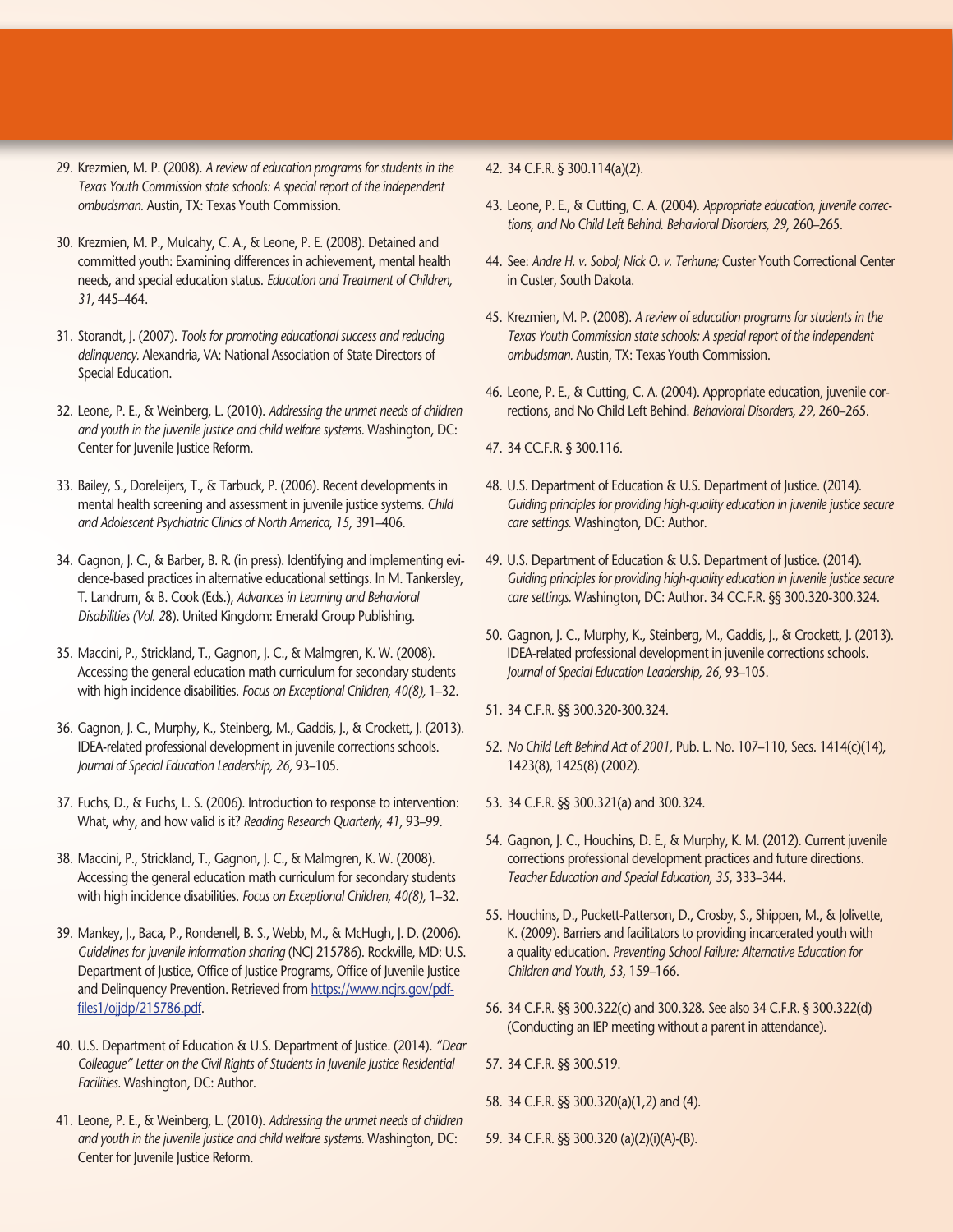29. Krezmien, M. P. (2008). *A review of education programs for students in the Texas Youth Commission state schools: A special report of the independent ombudsman.* Austin, TX: Texas Youth Commission.

30. Krezmien, M. P., Mulcahy, C. A., & Leone, P. E. (2008). Detained and committed youth: Examining differences in achievement, mental health needs, and special education status. *Education and Treatment of Children, 31,* 445–464.

31. Storandt, J. (2007). *Tools for promoting educational success and reducing delinquency.* Alexandria, VA: National Association of State Directors of Special Education.

32. Leone, P. E., & Weinberg, L. (2010). *Addressing the unmet needs of children and youth in the juvenile justice and child welfare systems.* Washington, DC: Center for Juvenile Justice Reform.

33. Bailey, S., Doreleijers, T., & Tarbuck, P. (2006). Recent developments in mental health screening and assessment in juvenile justice systems. *Child and Adolescent Psychiatric Clinics of North America, 15,* 391–406.

34. Gagnon, J. C., & Barber, B. R. (in press). Identifying and implementing evidence-based practices in alternative educational settings. In M. Tankersley, T. Landrum, & B. Cook (Eds.), *Advances in Learning and Behavioral Disabilities (Vol. 2*8). United Kingdom: Emerald Group Publishing.

35. Maccini, P., Strickland, T., Gagnon, J. C., & Malmgren, K. W. (2008). Accessing the general education math curriculum for secondary students with high incidence disabilities. *Focus on Exceptional Children, 40(8),* 1–32.

36. Gagnon, J. C., Murphy, K., Steinberg, M., Gaddis, J., & Crockett, J. (2013). IDEA-related professional development in juvenile corrections schools. *Journal of Special Education Leadership, 26,* 93–105.

37. Fuchs, D., & Fuchs, L. S. (2006). Introduction to response to intervention: What, why, and how valid is it? *Reading Research Quarterly, 41,* 93–99.

38. Maccini, P., Strickland, T., Gagnon, J. C., & Malmgren, K. W. (2008). Accessing the general education math curriculum for secondary students with high incidence disabilities. *Focus on Exceptional Children, 40(8),* 1–32.

39. Mankey, J., Baca, P., Rondenell, B. S., Webb, M., & McHugh, J. D. (2006). *Guidelines for juvenile information sharing* (NCJ 215786). Rockville, MD: U.S. Department of Justice, Office of Justice Programs, Office of Juvenile Justice and Delinquency Prevention. Retrieved from [https://www.ncjrs.gov/pdffiles1/ojjdp/215786.pdf](https://www.ncjrs.gov/pdffiles1/ojjdp/215786.pdf).

40. U.S. Department of Education & U.S. Department of Justice. (2014). *"Dear Colleague" Letter on the Civil Rights of Students in Juvenile Justice Residential Facilities.* Washington, DC: Author.

41. Leone, P. E., & Weinberg, L. (2010). *Addressing the unmet needs of children and youth in the juvenile justice and child welfare systems.* Washington, DC: Center for Juvenile Justice Reform.

42. 34 C.F.R. § 300.114(a)(2).

43. Leone, P. E., & Cutting, C. A. (2004). *Appropriate education, juvenile corrections, and No Child Left Behind. Behavioral Disorders, 29,* 260–265.

44. See: *Andre H. v. Sobol; Nick O. v. Terhune;* Custer Youth Correctional Center in Custer, South Dakota.

45. Krezmien, M. P. (2008). *A review of education programs for students in the Texas Youth Commission state schools: A special report of the independent ombudsman.* Austin, TX: Texas Youth Commission.

46. Leone, P. E., & Cutting, C. A. (2004). Appropriate education, juvenile corrections, and No Child Left Behind. *Behavioral Disorders, 29,* 260–265.

47. 34 CC.F.R. § 300.116.

48. U.S. Department of Education & U.S. Department of Justice. (2014). *Guiding principles for providing high-quality education in juvenile justice secure care settings.* Washington, DC: Author.

49. U.S. Department of Education & U.S. Department of Justice. (2014). *Guiding principles for providing high-quality education in juvenile justice secure care settings.* Washington, DC: Author. 34 CC.F.R. §§ 300.320-300.324.

50. Gagnon, J. C., Murphy, K., Steinberg, M., Gaddis, J., & Crockett, J. (2013). IDEA-related professional development in juvenile corrections schools. *Journal of Special Education Leadership, 26,* 93–105.

51. 34 C.F.R. §§ 300.320-300.324.

52. *No Child Left Behind Act of 2001,* Pub. L. No. 107–110, Secs. 1414(c)(14), 1423(8), 1425(8) (2002).

53. 34 C.F.R. §§ 300.321(a) and 300.324.

54. Gagnon, J. C., Houchins, D. E., & Murphy, K. M. (2012). Current juvenile corrections professional development practices and future directions. *Teacher Education and Special Education, 35,* 333–344.

55. Houchins, D., Puckett-Patterson, D., Crosby, S., Shippen, M., & Jolivette, K. (2009). Barriers and facilitators to providing incarcerated youth with a quality education. *Preventing School Failure: Alternative Education for Children and Youth, 53,* 159–166.

56. 34 C.F.R. §§ 300.322(c) and 300.328. See also 34 C.F.R. § 300.322(d) (Conducting an IEP meeting without a parent in attendance).

57. 34 C.F.R. §§ 300.519.

58. 34 C.F.R. §§ 300.320(a)(1,2) and (4).

59. 34 C.F.R. §§ 300.320 (a)(2)(i)(A)-(B).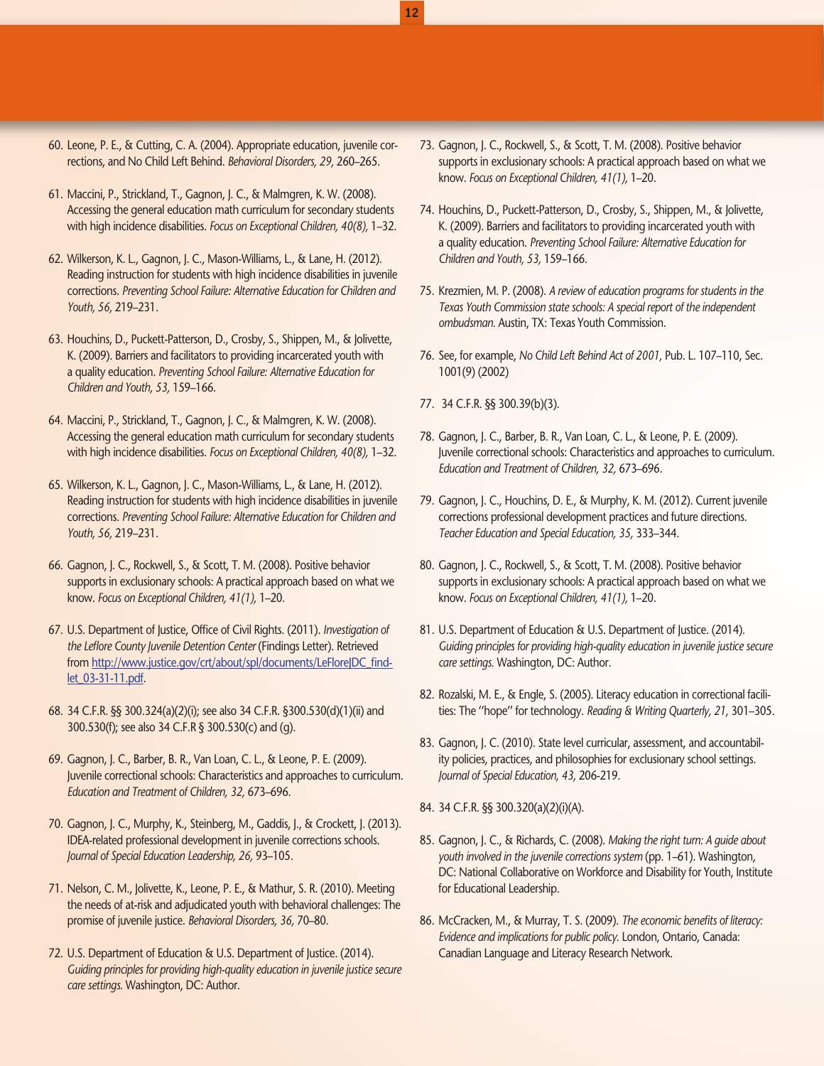60. Leone, P. E., & Cutting, C. A. (2004). Appropriate education, juvenile corrections, and No Child Left Behind. *Behavioral Disorders, 29,* 260–265.

61. Maccini, P., Strickland, T., Gagnon, J. C., & Malmgren, K. W. (2008). Accessing the general education math curriculum for secondary students with high incidence disabilities. *Focus on Exceptional Children, 40(8),* 1–32.

62. Wilkerson, K. L., Gagnon, J. C., Mason-Williams, L., & Lane, H. (2012). Reading instruction for students with high incidence disabilities in juvenile corrections. *Preventing School Failure: Alternative Education for Children and Youth, 56,* 219–231.

63. Houchins, D., Puckett-Patterson, D., Crosby, S., Shippen, M., & Jolivette, K. (2009). Barriers and facilitators to providing incarcerated youth with a quality education. *Preventing School Failure: Alternative Education for Children and Youth, 53,* 159–166.

64. Maccini, P., Strickland, T., Gagnon, J. C., & Malmgren, K. W. (2008). Accessing the general education math curriculum for secondary students with high incidence disabilities. *Focus on Exceptional Children, 40(8),* 1–32.

65. Wilkerson, K. L., Gagnon, J. C., Mason-Williams, L., & Lane, H. (2012). Reading instruction for students with high incidence disabilities in juvenile corrections. *Preventing School Failure: Alternative Education for Children and Youth, 56,* 219–231.

66. Gagnon, J. C., Rockwell, S., & Scott, T. M. (2008). Positive behavior supports in exclusionary schools: A practical approach based on what we know. *Focus on Exceptional Children, 41(1),* 1–20.

67. U.S. Department of Justice, Office of Civil Rights. (2011). *Investigation of the Leflore County Juvenile Detention Center* (Findings Letter). Retrieved from http://www.justice.gov/crt/about/spl/documents/LeFloreJDC_findlet_03-31-11.pdf.

68. 34 C.F.R. §§ 300.324(a)(2)(i); see also 34 C.F.R. §300.530(d)(1)(ii) and 300.530(f); see also 34 C.F.R § 300.530(c) and (g).

69. Gagnon, J. C., Barber, B. R., Van Loan, C. L., & Leone, P. E. (2009). Juvenile correctional schools: Characteristics and approaches to curriculum. *Education and Treatment of Children, 32,* 673–696.

70. Gagnon, J. C., Murphy, K., Steinberg, M., Gaddis, J., & Crockett, J. (2013). IDEA-related professional development in juvenile corrections schools. *Journal of Special Education Leadership, 26,* 93–105.

71. Nelson, C. M., Jolivette, K., Leone, P. E., & Mathur, S. R. (2010). Meeting the needs of at-risk and adjudicated youth with behavioral challenges: The promise of juvenile justice. *Behavioral Disorders, 36,* 70–80.

72. U.S. Department of Education & U.S. Department of Justice. (2014). *Guiding principles for providing high-quality education in juvenile justice secure care settings.* Washington, DC: Author.

73. Gagnon, J. C., Rockwell, S., & Scott, T. M. (2008). Positive behavior supports in exclusionary schools: A practical approach based on what we know. *Focus on Exceptional Children, 41(1),* 1–20.

74. Houchins, D., Puckett-Patterson, D., Crosby, S., Shippen, M., & Jolivette, K. (2009). Barriers and facilitators to providing incarcerated youth with a quality education. *Preventing School Failure: Alternative Education for Children and Youth, 53,* 159–166.

75. Krezmien, M. P. (2008). *A review of education programs for students in the Texas Youth Commission state schools: A special report of the independent ombudsman.* Austin, TX: Texas Youth Commission.

76. See, for example, *No Child Left Behind Act of 2001,* Pub. L. 107–110, Sec. 1001(9) (2002)

77. 34 C.F.R. §§ 300.39(b)(3).

78. Gagnon, J. C., Barber, B. R., Van Loan, C. L., & Leone, P. E. (2009). Juvenile correctional schools: Characteristics and approaches to curriculum. *Education and Treatment of Children, 32,* 673–696.

79. Gagnon, J. C., Houchins, D. E., & Murphy, K. M. (2012). Current juvenile corrections professional development practices and future directions. *Teacher Education and Special Education, 35,* 333–344.

80. Gagnon, J. C., Rockwell, S., & Scott, T. M. (2008). Positive behavior supports in exclusionary schools: A practical approach based on what we know. *Focus on Exceptional Children, 41(1),* 1–20.

81. U.S. Department of Education & U.S. Department of Justice. (2014). *Guiding principles for providing high-quality education in juvenile justice secure care settings.* Washington, DC: Author.

82. Rozalski, M. E., & Engle, S. (2005). Literacy education in correctional facilities: The "hope" for technology. *Reading & Writing Quarterly, 21,* 301–305.

83. Gagnon, J. C. (2010). State level curricular, assessment, and accountability policies, practices, and philosophies for exclusionary school settings. *Journal of Special Education, 43,* 206-219.

84. 34 C.F.R. §§ 300.320(a)(2)(i)(A).

85. Gagnon, J. C., & Richards, C. (2008). *Making the right turn: A guide about youth involved in the juvenile corrections system* (pp. 1–61). Washington, DC: National Collaborative on Workforce and Disability for Youth, Institute for Educational Leadership.

86. McCracken, M., & Murray, T. S. (2009). *The economic benefits of literacy: Evidence and implications for public policy.* London, Ontario, Canada: Canadian Language and Literacy Research Network.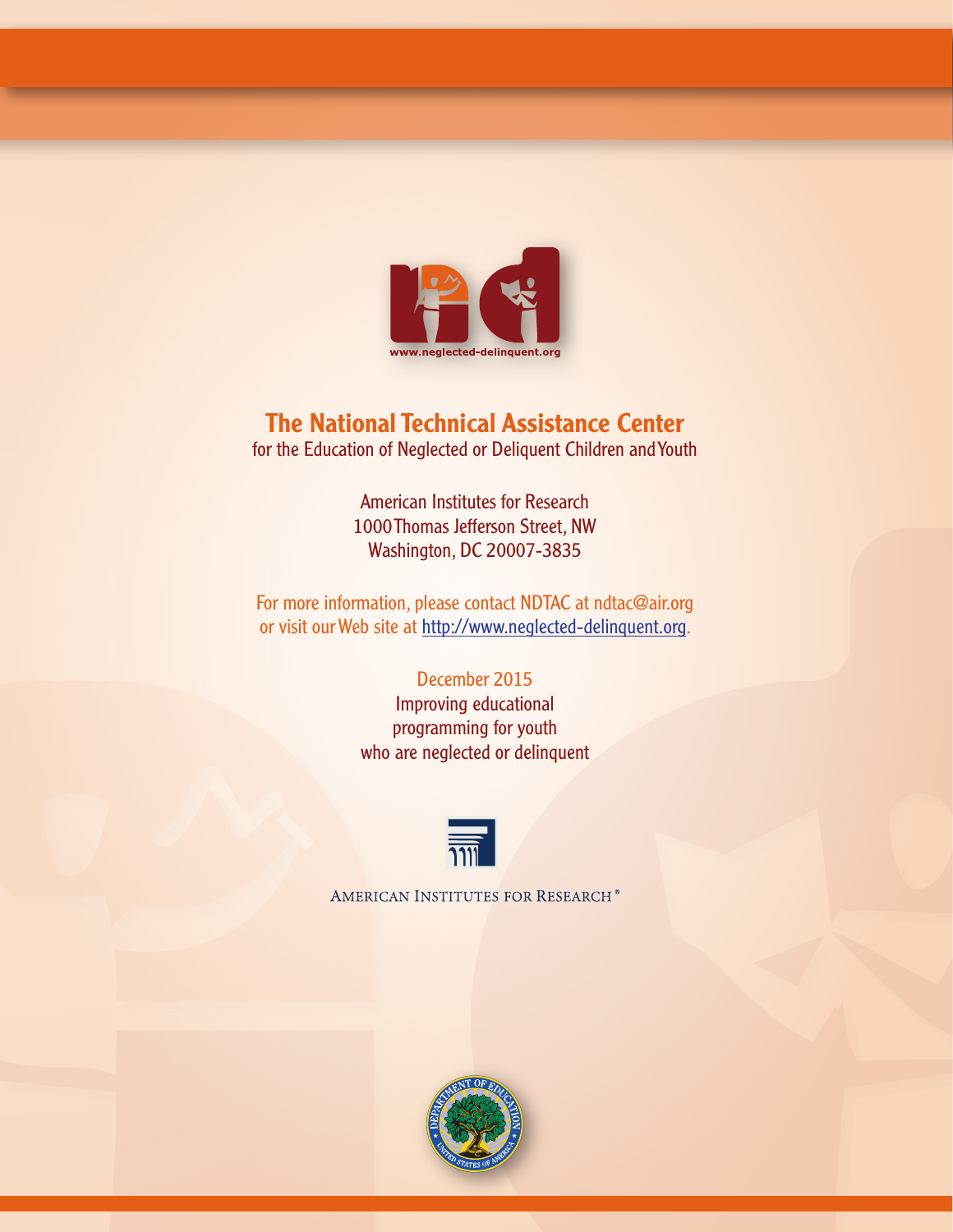www.neglected-delinquent.org

## The National Technical Assistance Center

for the Education of Neglected or Deliquent Children and Youth

American Institutes for Research
1000 Thomas Jefferson Street, NW
Washington, DC 20007-3835

For more information, please contact NDTAC at ndtac@air.org
or visit our Web site at http://www.neglected-delinquent.org.

December 2015
Improving educational
programming for youth
who are neglected or delinquent

AMERICAN INSTITUTES FOR RESEARCH®